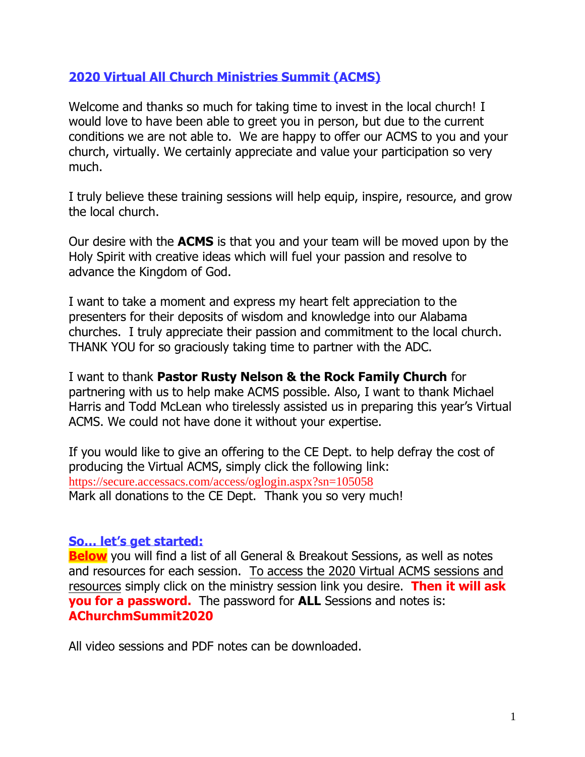## 2020 Virtual All Church Ministries Summit (ACMS)

Welcome and thanks so much for taking time to invest in the local church! I would love to have been able to greet you in person, but due to the current conditions we are not able to. We are happy to offer our ACMS to you and your church, virtually. We certainly appreciate and value your participation so very much.

I truly believe these training sessions will help equip, inspire, resource, and grow the local church.

Our desire with the **ACMS** is that you and your team will be moved upon by the Holy Spirit with creative ideas which will fuel your passion and resolve to advance the Kingdom of God.

I want to take a moment and express my heart felt appreciation to the presenters for their deposits of wisdom and knowledge into our Alabama churches. I truly appreciate their passion and commitment to the local church. THANK YOU for so graciously taking time to partner with the ADC.

I want to thank **Pastor Rusty Nelson & the Rock Family Church** for partnering with us to help make ACMS possible. Also, I want to thank Michael Harris and Todd McLean who tirelessly assisted us in preparing this year's Virtual ACMS. We could not have done it without your expertise.

If you would like to give an offering to the CE Dept. to help defray the cost of producing the Virtual ACMS, simply click the following link: https://secure.accessacs.com/access/oglogin.aspx?sn=105058
Mark all donations to the CE Dept. Thank you so very much!

### So… let's get started:

**Below** you will find a list of all General & Breakout Sessions, as well as notes and resources for each session. To access the 2020 Virtual ACMS sessions and resources simply click on the ministry session link you desire. **Then it will ask you for a password.** The password for **ALL** Sessions and notes is: **AChurchmSummit2020**

All video sessions and PDF notes can be downloaded.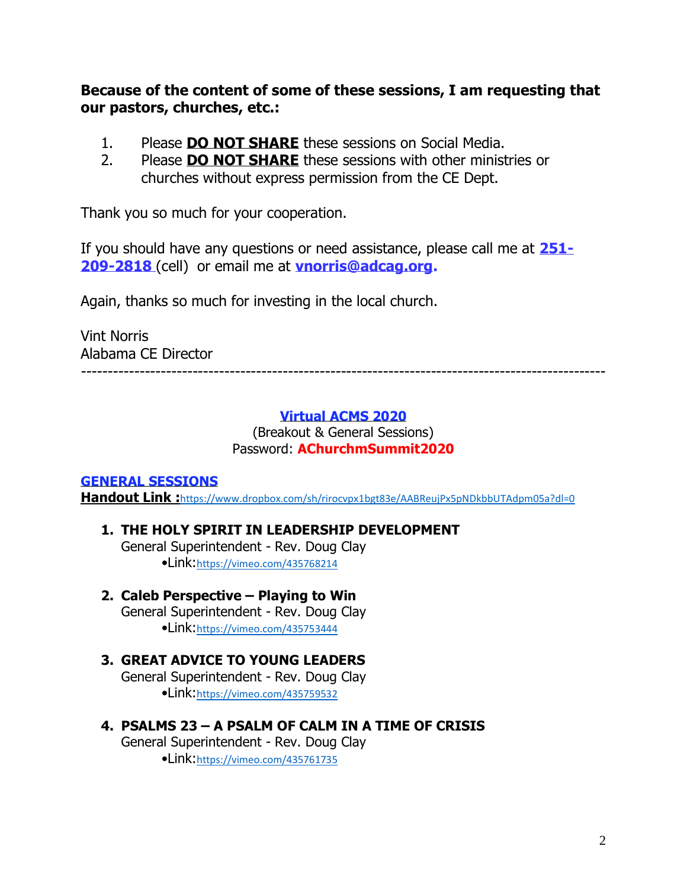**Because of the content of some of these sessions, I am requesting that our pastors, churches, etc.:**

1. Please **DO NOT SHARE** these sessions on Social Media.
2. Please **DO NOT SHARE** these sessions with other ministries or churches without express permission from the CE Dept.

Thank you so much for your cooperation.

If you should have any questions or need assistance, please call me at **251-209-2818** (cell) or email me at **vnorris@adcag.org.**

Again, thanks so much for investing in the local church.

Vint Norris
Alabama CE Director

---

**Virtual ACMS 2020**
(Breakout & General Sessions)
Password: **AChurchmSummit2020**

**GENERAL SESSIONS**
**Handout Link :**https://www.dropbox.com/sh/rirocvpx1bgt83e/AABReujPx5pNDkbbUTAdpm05a?dl=0

1. **THE HOLY SPIRIT IN LEADERSHIP DEVELOPMENT**
   General Superintendent - Rev. Doug Clay
   - Link:https://vimeo.com/435768214

2. **Caleb Perspective – Playing to Win**
   General Superintendent - Rev. Doug Clay
   - Link:https://vimeo.com/435753444

3. **GREAT ADVICE TO YOUNG LEADERS**
   General Superintendent - Rev. Doug Clay
   - Link:https://vimeo.com/435759532

4. **PSALMS 23 – A PSALM OF CALM IN A TIME OF CRISIS**
   General Superintendent - Rev. Doug Clay
   - Link:https://vimeo.com/435761735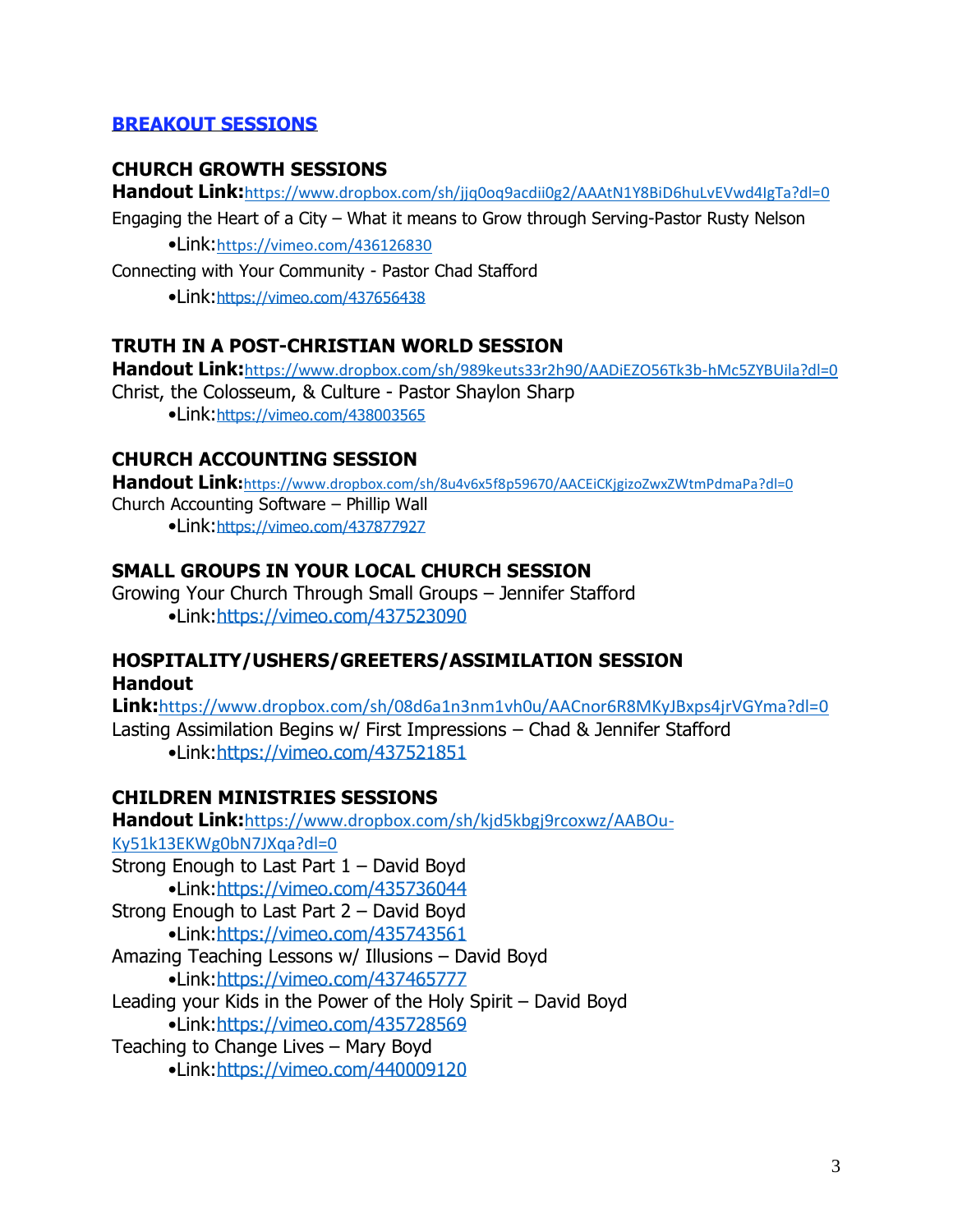## BREAKOUT SESSIONS

### CHURCH GROWTH SESSIONS

**Handout Link:**https://www.dropbox.com/sh/jjq0oq9acdii0g2/AAAtN1Y8BiD6huLvEVwd4IgTa?dl=0

Engaging the Heart of a City – What it means to Grow through Serving-Pastor Rusty Nelson

- Link:https://vimeo.com/436126830

Connecting with Your Community - Pastor Chad Stafford

- Link:https://vimeo.com/437656438

### TRUTH IN A POST-CHRISTIAN WORLD SESSION

**Handout Link:**https://www.dropbox.com/sh/989keuts33r2h90/AADiEZO56Tk3b-hMc5ZYBUila?dl=0

Christ, the Colosseum, & Culture - Pastor Shaylon Sharp

- Link:https://vimeo.com/438003565

### CHURCH ACCOUNTING SESSION

**Handout Link:**https://www.dropbox.com/sh/8u4v6x5f8p59670/AACEiCKjgizoZwxZWtmPdmaPa?dl=0

Church Accounting Software – Phillip Wall

- Link:https://vimeo.com/437877927

### SMALL GROUPS IN YOUR LOCAL CHURCH SESSION

Growing Your Church Through Small Groups – Jennifer Stafford

- Link:https://vimeo.com/437523090

### HOSPITALITY/USHERS/GREETERS/ASSIMILATION SESSION

**Handout Link:**https://www.dropbox.com/sh/08d6a1n3nm1vh0u/AACnor6R8MKyJBxps4jrVGYma?dl=0

Lasting Assimilation Begins w/ First Impressions – Chad & Jennifer Stafford

- Link:https://vimeo.com/437521851

### CHILDREN MINISTRIES SESSIONS

**Handout Link:**https://www.dropbox.com/sh/kjd5kbgj9rcoxwz/AABOu-Ky51k13EKWg0bN7JXqa?dl=0

Strong Enough to Last Part 1 – David Boyd

- Link:https://vimeo.com/435736044

Strong Enough to Last Part 2 – David Boyd

- Link:https://vimeo.com/435743561

Amazing Teaching Lessons w/ Illusions – David Boyd

- Link:https://vimeo.com/437465777

Leading your Kids in the Power of the Holy Spirit – David Boyd

- Link:https://vimeo.com/435728569

Teaching to Change Lives – Mary Boyd

- Link:https://vimeo.com/440009120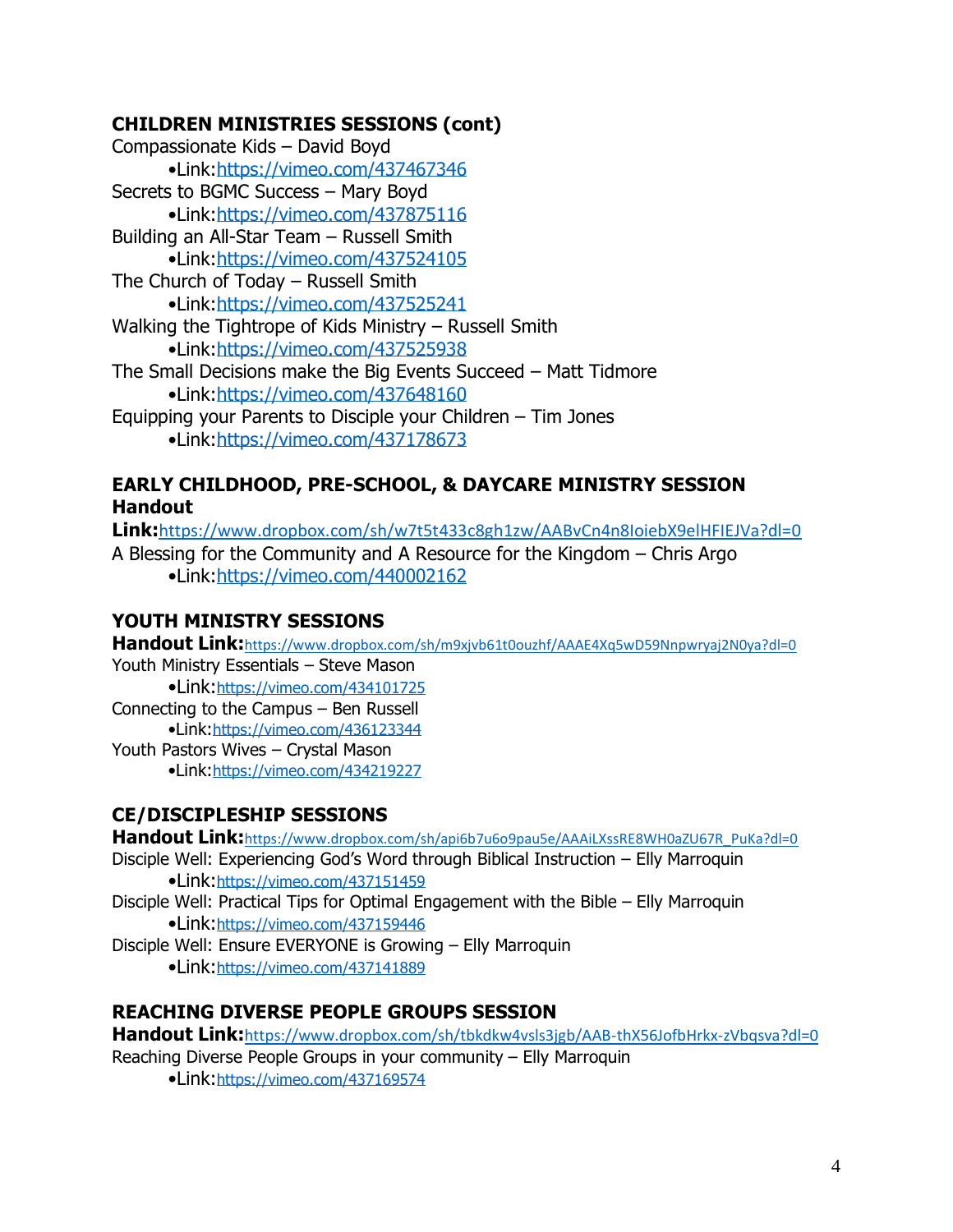## CHILDREN MINISTRIES SESSIONS (cont)

Compassionate Kids – David Boyd
- Link:https://vimeo.com/437467346

Secrets to BGMC Success – Mary Boyd
- Link:https://vimeo.com/437875116

Building an All-Star Team – Russell Smith
- Link:https://vimeo.com/437524105

The Church of Today – Russell Smith
- Link:https://vimeo.com/437525241

Walking the Tightrope of Kids Ministry – Russell Smith
- Link:https://vimeo.com/437525938

The Small Decisions make the Big Events Succeed – Matt Tidmore
- Link:https://vimeo.com/437648160

Equipping your Parents to Disciple your Children – Tim Jones
- Link:https://vimeo.com/437178673

## EARLY CHILDHOOD, PRE-SCHOOL, & DAYCARE MINISTRY SESSION

**Handout Link:**https://www.dropbox.com/sh/w7t5t433c8gh1zw/AABvCn4n8IoiebX9elHFIEJVa?dl=0

A Blessing for the Community and A Resource for the Kingdom – Chris Argo
- Link:https://vimeo.com/440002162

## YOUTH MINISTRY SESSIONS

**Handout Link:**https://www.dropbox.com/sh/m9xjvb61t0ouzhf/AAAE4Xq5wD59Nnpwryaj2N0ya?dl=0

Youth Ministry Essentials – Steve Mason
- Link:https://vimeo.com/434101725

Connecting to the Campus – Ben Russell
- Link:https://vimeo.com/436123344

Youth Pastors Wives – Crystal Mason
- Link:https://vimeo.com/434219227

## CE/DISCIPLESHIP SESSIONS

**Handout Link:**https://www.dropbox.com/sh/api6b7u6o9pau5e/AAAiLXssRE8WH0aZU67R_PuKa?dl=0

Disciple Well: Experiencing God's Word through Biblical Instruction – Elly Marroquin
- Link:https://vimeo.com/437151459

Disciple Well: Practical Tips for Optimal Engagement with the Bible – Elly Marroquin
- Link:https://vimeo.com/437159446

Disciple Well: Ensure EVERYONE is Growing – Elly Marroquin
- Link:https://vimeo.com/437141889

## REACHING DIVERSE PEOPLE GROUPS SESSION

**Handout Link:**https://www.dropbox.com/sh/tbkdkw4vsls3jgb/AAB-thX56JofbHrkx-zVbqsva?dl=0

Reaching Diverse People Groups in your community – Elly Marroquin
- Link:https://vimeo.com/437169574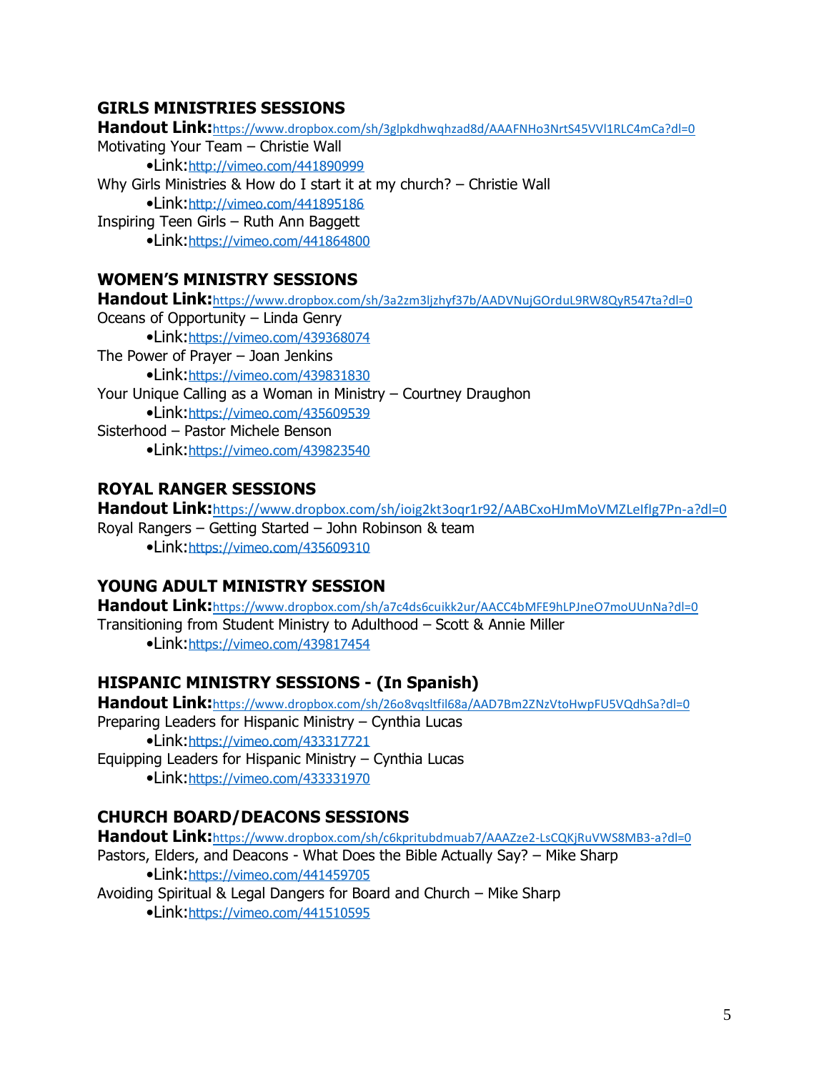## GIRLS MINISTRIES SESSIONS

**Handout Link:** https://www.dropbox.com/sh/3glpkdhwqhzad8d/AAAFNHo3NrtS45VVl1RLC4mCa?dl=0

Motivating Your Team – Christie Wall

- Link: http://vimeo.com/441890999

Why Girls Ministries & How do I start it at my church? – Christie Wall

- Link: http://vimeo.com/441895186

Inspiring Teen Girls – Ruth Ann Baggett

- Link: https://vimeo.com/441864800

## WOMEN'S MINISTRY SESSIONS

**Handout Link:** https://www.dropbox.com/sh/3a2zm3ljzhyf37b/AADVNujGOrduL9RW8QyR547ta?dl=0

Oceans of Opportunity – Linda Genry

- Link: https://vimeo.com/439368074

The Power of Prayer – Joan Jenkins

- Link: https://vimeo.com/439831830

Your Unique Calling as a Woman in Ministry – Courtney Draughon

- Link: https://vimeo.com/435609539

Sisterhood – Pastor Michele Benson

- Link: https://vimeo.com/439823540

## ROYAL RANGER SESSIONS

**Handout Link:** https://www.dropbox.com/sh/ioig2kt3oqr1r92/AABCxoHJmMoVMZLeIfIg7Pn-a?dl=0

Royal Rangers – Getting Started – John Robinson & team

- Link: https://vimeo.com/435609310

## YOUNG ADULT MINISTRY SESSION

**Handout Link:** https://www.dropbox.com/sh/a7c4ds6cuikk2ur/AACC4bMFE9hLPJneO7moUUnNa?dl=0

Transitioning from Student Ministry to Adulthood – Scott & Annie Miller

- Link: https://vimeo.com/439817454

## HISPANIC MINISTRY SESSIONS - (In Spanish)

**Handout Link:** https://www.dropbox.com/sh/26o8vqsltfil68a/AAD7Bm2ZNzVtoHwpFU5VQdhSa?dl=0

Preparing Leaders for Hispanic Ministry – Cynthia Lucas

- Link: https://vimeo.com/433317721

Equipping Leaders for Hispanic Ministry – Cynthia Lucas

- Link: https://vimeo.com/433331970

## CHURCH BOARD/DEACONS SESSIONS

**Handout Link:** https://www.dropbox.com/sh/c6kpritubdmuab7/AAAZze2-LsCQKjRuVWS8MB3-a?dl=0

Pastors, Elders, and Deacons - What Does the Bible Actually Say? – Mike Sharp

- Link: https://vimeo.com/441459705

Avoiding Spiritual & Legal Dangers for Board and Church – Mike Sharp

- Link: https://vimeo.com/441510595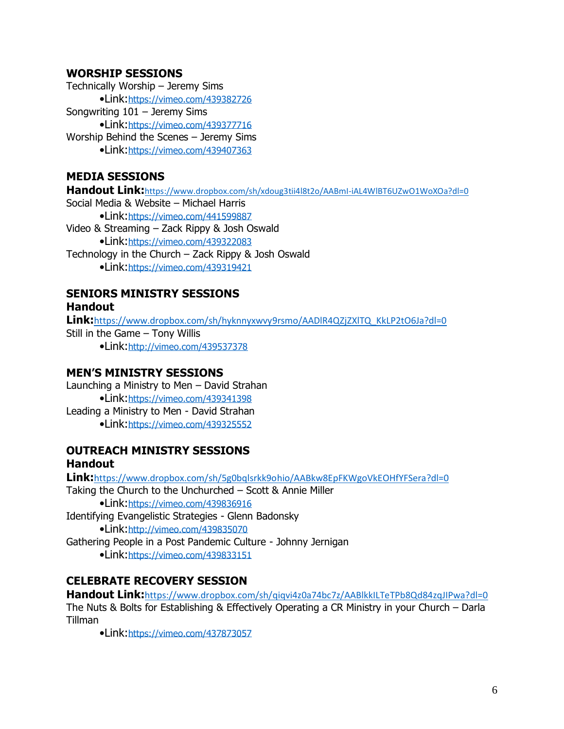## WORSHIP SESSIONS

Technically Worship – Jeremy Sims

- Link: https://vimeo.com/439382726

Songwriting 101 – Jeremy Sims

- Link: https://vimeo.com/439377716

Worship Behind the Scenes – Jeremy Sims

- Link: https://vimeo.com/439407363

## MEDIA SESSIONS

**Handout Link:** https://www.dropbox.com/sh/xdoug3tii4l8t2o/AABmI-iAL4WlBT6UZwO1WoXOa?dl=0

Social Media & Website – Michael Harris

- Link: https://vimeo.com/441599887

Video & Streaming – Zack Rippy & Josh Oswald

- Link: https://vimeo.com/439322083

Technology in the Church – Zack Rippy & Josh Oswald

- Link: https://vimeo.com/439319421

## SENIORS MINISTRY SESSIONS

**Handout Link:** https://www.dropbox.com/sh/hyknnyxwvy9rsmo/AADlR4QZjZXlTQ_KkLP2tO6Ja?dl=0

Still in the Game – Tony Willis

- Link: http://vimeo.com/439537378

## MEN'S MINISTRY SESSIONS

Launching a Ministry to Men – David Strahan

- Link: https://vimeo.com/439341398

Leading a Ministry to Men - David Strahan

- Link: https://vimeo.com/439325552

## OUTREACH MINISTRY SESSIONS

**Handout Link:** https://www.dropbox.com/sh/5g0bqlsrkk9ohio/AABkw8EpFKWgoVkEOHfYFSera?dl=0

Taking the Church to the Unchurched – Scott & Annie Miller

- Link: https://vimeo.com/439836916

Identifying Evangelistic Strategies - Glenn Badonsky

- Link: http://vimeo.com/439835070

Gathering People in a Post Pandemic Culture - Johnny Jernigan

- Link: https://vimeo.com/439833151

## CELEBRATE RECOVERY SESSION

**Handout Link:** https://www.dropbox.com/sh/qiqvi4z0a74bc7z/AABlkkILTeTPb8Qd84zqJIPwa?dl=0

The Nuts & Bolts for Establishing & Effectively Operating a CR Ministry in your Church – Darla Tillman

- Link: https://vimeo.com/437873057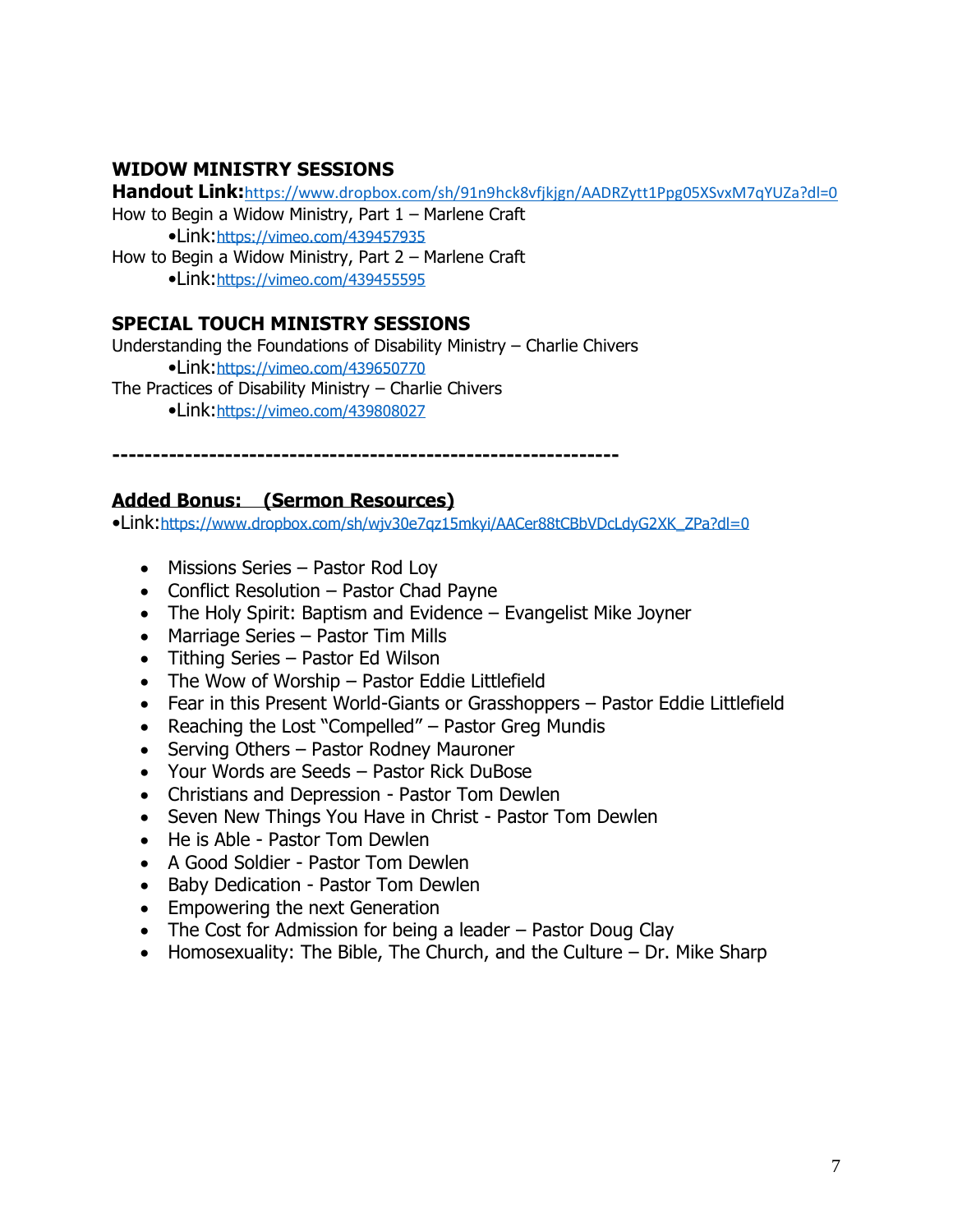## WIDOW MINISTRY SESSIONS

**Handout Link:**https://www.dropbox.com/sh/91n9hck8vfjkjgn/AADRZytt1Ppg05XSvxM7qYUZa?dl=0

How to Begin a Widow Ministry, Part 1 – Marlene Craft

•Link:https://vimeo.com/439457935

How to Begin a Widow Ministry, Part 2 – Marlene Craft

•Link:https://vimeo.com/439455595

## SPECIAL TOUCH MINISTRY SESSIONS

Understanding the Foundations of Disability Ministry – Charlie Chivers

•Link:https://vimeo.com/439650770

The Practices of Disability Ministry – Charlie Chivers

•Link:https://vimeo.com/439808027

**------------------------------------------------------------------**

**Added Bonus: (Sermon Resources)**

•Link:https://www.dropbox.com/sh/wjv30e7qz15mkyi/AACer88tCBbVDcLdyG2XK_ZPa?dl=0

- Missions Series – Pastor Rod Loy
- Conflict Resolution – Pastor Chad Payne
- The Holy Spirit: Baptism and Evidence – Evangelist Mike Joyner
- Marriage Series – Pastor Tim Mills
- Tithing Series – Pastor Ed Wilson
- The Wow of Worship – Pastor Eddie Littlefield
- Fear in this Present World-Giants or Grasshoppers – Pastor Eddie Littlefield
- Reaching the Lost "Compelled" – Pastor Greg Mundis
- Serving Others – Pastor Rodney Mauroner
- Your Words are Seeds – Pastor Rick DuBose
- Christians and Depression - Pastor Tom Dewlen
- Seven New Things You Have in Christ - Pastor Tom Dewlen
- He is Able - Pastor Tom Dewlen
- A Good Soldier - Pastor Tom Dewlen
- Baby Dedication - Pastor Tom Dewlen
- Empowering the next Generation
- The Cost for Admission for being a leader – Pastor Doug Clay
- Homosexuality: The Bible, The Church, and the Culture – Dr. Mike Sharp